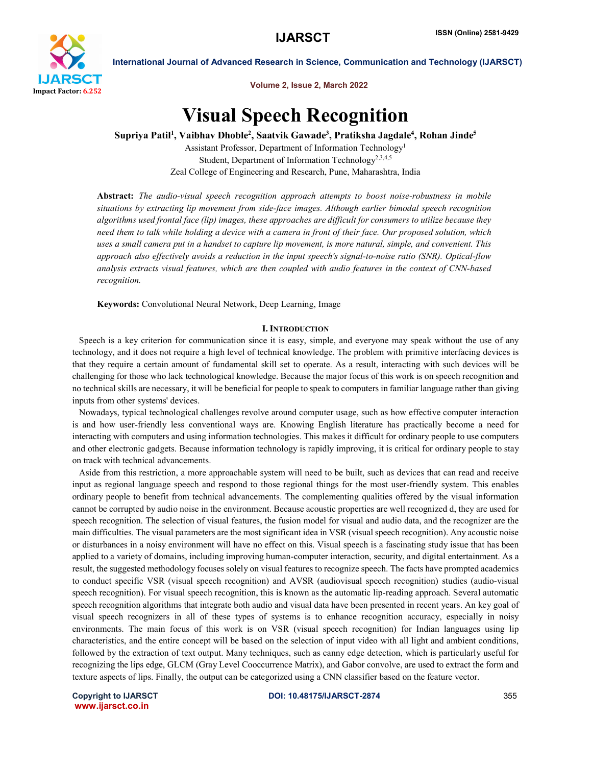# Visual Speech Recognition

**Supriya Patil[1], Vaibhav Dhoble[2], Saatvik Gawade[3], Pratiksha Jagdale[4], Rohan Jinde[5]**

Assistant Professor, Department of Information Technology[1]

Student, Department of Information Technology[2,3,4,5]

Zeal College of Engineering and Research, Pune, Maharashtra, India

**Abstract:** *The audio-visual speech recognition approach attempts to boost noise-robustness in mobile situations by extracting lip movement from side-face images. Although earlier bimodal speech recognition algorithms used frontal face (lip) images, these approaches are difficult for consumers to utilize because they need them to talk while holding a device with a camera in front of their face. Our proposed solution, which uses a small camera put in a handset to capture lip movement, is more natural, simple, and convenient. This approach also effectively avoids a reduction in the input speech's signal-to-noise ratio (SNR). Optical-flow analysis extracts visual features, which are then coupled with audio features in the context of CNN-based recognition.*

**Keywords:** Convolutional Neural Network, Deep Learning, Image

## I. Introduction

Speech is a key criterion for communication since it is easy, simple, and everyone may speak without the use of any technology, and it does not require a high level of technical knowledge. The problem with primitive interfacing devices is that they require a certain amount of fundamental skill set to operate. As a result, interacting with such devices will be challenging for those who lack technological knowledge. Because the major focus of this work is on speech recognition and no technical skills are necessary, it will be beneficial for people to speak to computers in familiar language rather than giving inputs from other systems' devices.

Nowadays, typical technological challenges revolve around computer usage, such as how effective computer interaction is and how user-friendly less conventional ways are. Knowing English literature has practically become a need for interacting with computers and using information technologies. This makes it difficult for ordinary people to use computers and other electronic gadgets. Because information technology is rapidly improving, it is critical for ordinary people to stay on track with technical advancements.

Aside from this restriction, a more approachable system will need to be built, such as devices that can read and receive input as regional language speech and respond to those regional things for the most user-friendly system. This enables ordinary people to benefit from technical advancements. The complementing qualities offered by the visual information cannot be corrupted by audio noise in the environment. Because acoustic properties are well recognized d, they are used for speech recognition. The selection of visual features, the fusion model for visual and audio data, and the recognizer are the main difficulties. The visual parameters are the most significant idea in VSR (visual speech recognition). Any acoustic noise or disturbances in a noisy environment will have no effect on this. Visual speech is a fascinating study issue that has been applied to a variety of domains, including improving human-computer interaction, security, and digital entertainment. As a result, the suggested methodology focuses solely on visual features to recognize speech. The facts have prompted academics to conduct specific VSR (visual speech recognition) and AVSR (audiovisual speech recognition) studies (audio-visual speech recognition). For visual speech recognition, this is known as the automatic lip-reading approach. Several automatic speech recognition algorithms that integrate both audio and visual data have been presented in recent years. An key goal of visual speech recognizers in all of these types of systems is to enhance recognition accuracy, especially in noisy environments. The main focus of this work is on VSR (visual speech recognition) for Indian languages using lip characteristics, and the entire concept will be based on the selection of input video with all light and ambient conditions, followed by the extraction of text output. Many techniques, such as canny edge detection, which is particularly useful for recognizing the lips edge, GLCM (Gray Level Cooccurrence Matrix), and Gabor convolve, are used to extract the form and texture aspects of lips. Finally, the output can be categorized using a CNN classifier based on the feature vector.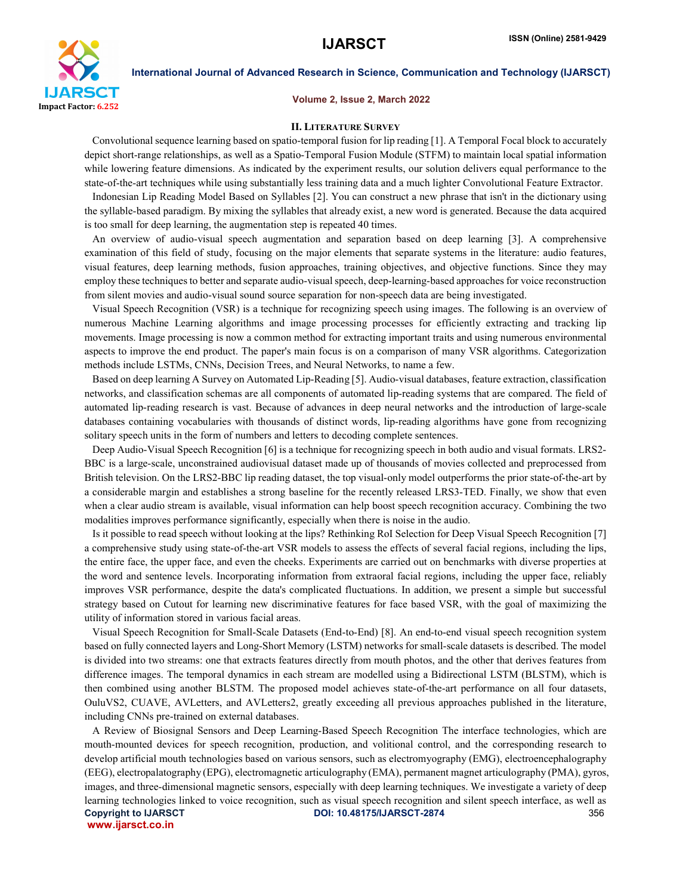## II. Literature Survey

Convolutional sequence learning based on spatio-temporal fusion for lip reading [1]. A Temporal Focal block to accurately depict short-range relationships, as well as a Spatio-Temporal Fusion Module (STFM) to maintain local spatial information while lowering feature dimensions. As indicated by the experiment results, our solution delivers equal performance to the state-of-the-art techniques while using substantially less training data and a much lighter Convolutional Feature Extractor.

Indonesian Lip Reading Model Based on Syllables [2]. You can construct a new phrase that isn't in the dictionary using the syllable-based paradigm. By mixing the syllables that already exist, a new word is generated. Because the data acquired is too small for deep learning, the augmentation step is repeated 40 times.

An overview of audio-visual speech augmentation and separation based on deep learning [3]. A comprehensive examination of this field of study, focusing on the major elements that separate systems in the literature: audio features, visual features, deep learning methods, fusion approaches, training objectives, and objective functions. Since they may employ these techniques to better and separate audio-visual speech, deep-learning-based approaches for voice reconstruction from silent movies and audio-visual sound source separation for non-speech data are being investigated.

Visual Speech Recognition (VSR) is a technique for recognizing speech using images. The following is an overview of numerous Machine Learning algorithms and image processing processes for efficiently extracting and tracking lip movements. Image processing is now a common method for extracting important traits and using numerous environmental aspects to improve the end product. The paper's main focus is on a comparison of many VSR algorithms. Categorization methods include LSTMs, CNNs, Decision Trees, and Neural Networks, to name a few.

Based on deep learning A Survey on Automated Lip-Reading [5]. Audio-visual databases, feature extraction, classification networks, and classification schemas are all components of automated lip-reading systems that are compared. The field of automated lip-reading research is vast. Because of advances in deep neural networks and the introduction of large-scale databases containing vocabularies with thousands of distinct words, lip-reading algorithms have gone from recognizing solitary speech units in the form of numbers and letters to decoding complete sentences.

Deep Audio-Visual Speech Recognition [6] is a technique for recognizing speech in both audio and visual formats. LRS2-BBC is a large-scale, unconstrained audiovisual dataset made up of thousands of movies collected and preprocessed from British television. On the LRS2-BBC lip reading dataset, the top visual-only model outperforms the prior state-of-the-art by a considerable margin and establishes a strong baseline for the recently released LRS3-TED. Finally, we show that even when a clear audio stream is available, visual information can help boost speech recognition accuracy. Combining the two modalities improves performance significantly, especially when there is noise in the audio.

Is it possible to read speech without looking at the lips? Rethinking RoI Selection for Deep Visual Speech Recognition [7] a comprehensive study using state-of-the-art VSR models to assess the effects of several facial regions, including the lips, the entire face, the upper face, and even the cheeks. Experiments are carried out on benchmarks with diverse properties at the word and sentence levels. Incorporating information from extraoral facial regions, including the upper face, reliably improves VSR performance, despite the data's complicated fluctuations. In addition, we present a simple but successful strategy based on Cutout for learning new discriminative features for face based VSR, with the goal of maximizing the utility of information stored in various facial areas.

Visual Speech Recognition for Small-Scale Datasets (End-to-End) [8]. An end-to-end visual speech recognition system based on fully connected layers and Long-Short Memory (LSTM) networks for small-scale datasets is described. The model is divided into two streams: one that extracts features directly from mouth photos, and the other that derives features from difference images. The temporal dynamics in each stream are modelled using a Bidirectional LSTM (BLSTM), which is then combined using another BLSTM. The proposed model achieves state-of-the-art performance on all four datasets, OuluVS2, CUAVE, AVLetters, and AVLetters2, greatly exceeding all previous approaches published in the literature, including CNNs pre-trained on external databases.

A Review of Biosignal Sensors and Deep Learning-Based Speech Recognition The interface technologies, which are mouth-mounted devices for speech recognition, production, and volitional control, and the corresponding research to develop artificial mouth technologies based on various sensors, such as electromyography (EMG), electroencephalography (EEG), electropalatography (EPG), electromagnetic articulography (EMA), permanent magnet articulography (PMA), gyros, images, and three-dimensional magnetic sensors, especially with deep learning techniques. We investigate a variety of deep learning technologies linked to voice recognition, such as visual speech recognition and silent speech interface, as well as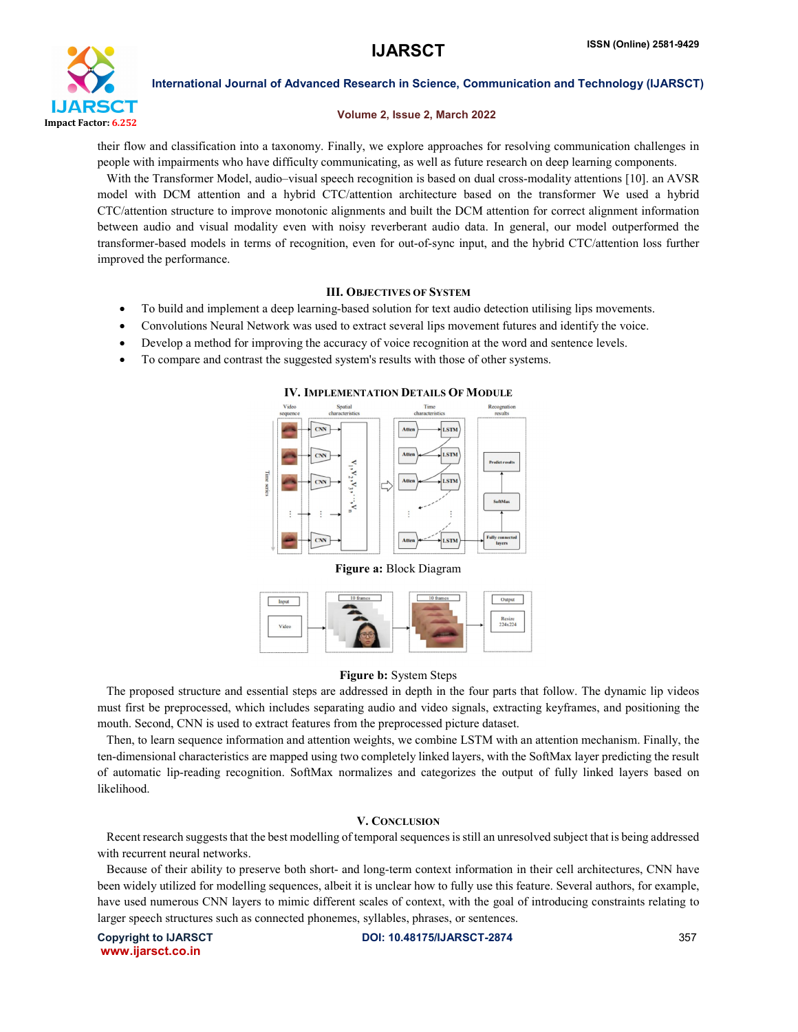their flow and classification into a taxonomy. Finally, we explore approaches for resolving communication challenges in people with impairments who have difficulty communicating, as well as future research on deep learning components.

With the Transformer Model, audio–visual speech recognition is based on dual cross-modality attentions [10]. an AVSR model with DCM attention and a hybrid CTC/attention architecture based on the transformer We used a hybrid CTC/attention structure to improve monotonic alignments and built the DCM attention for correct alignment information between audio and visual modality even with noisy reverberant audio data. In general, our model outperformed the transformer-based models in terms of recognition, even for out-of-sync input, and the hybrid CTC/attention loss further improved the performance.

## III. Objectives of System

- To build and implement a deep learning-based solution for text audio detection utilising lips movements.
- Convolutions Neural Network was used to extract several lips movement futures and identify the voice.
- Develop a method for improving the accuracy of voice recognition at the word and sentence levels.
- To compare and contrast the suggested system's results with those of other systems.

## IV. Implementation Details Of Module

**Figure a:** Block Diagram

**Figure b:** System Steps

The proposed structure and essential steps are addressed in depth in the four parts that follow. The dynamic lip videos must first be preprocessed, which includes separating audio and video signals, extracting keyframes, and positioning the mouth. Second, CNN is used to extract features from the preprocessed picture dataset.

Then, to learn sequence information and attention weights, we combine LSTM with an attention mechanism. Finally, the ten-dimensional characteristics are mapped using two completely linked layers, with the SoftMax layer predicting the result of automatic lip-reading recognition. SoftMax normalizes and categorizes the output of fully linked layers based on likelihood.

## V. Conclusion

Recent research suggests that the best modelling of temporal sequences is still an unresolved subject that is being addressed with recurrent neural networks.

Because of their ability to preserve both short- and long-term context information in their cell architectures, CNN have been widely utilized for modelling sequences, albeit it is unclear how to fully use this feature. Several authors, for example, have used numerous CNN layers to mimic different scales of context, with the goal of introducing constraints relating to larger speech structures such as connected phonemes, syllables, phrases, or sentences.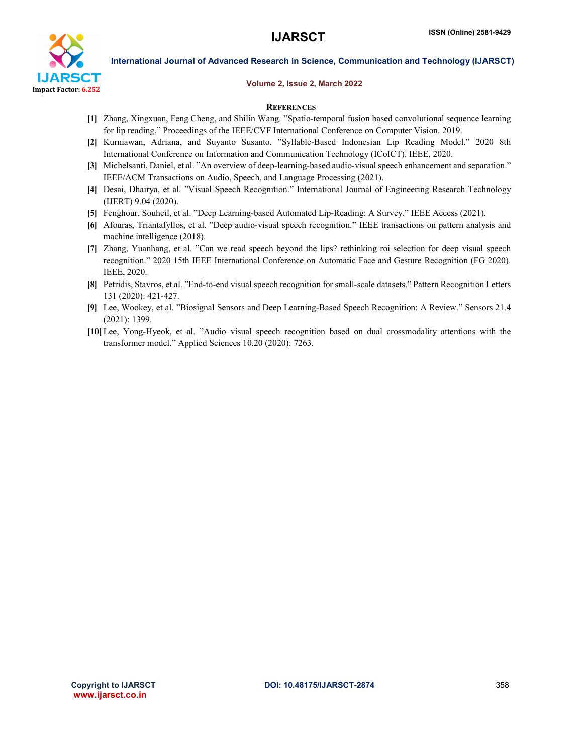## References

[1] Zhang, Xingxuan, Feng Cheng, and Shilin Wang. "Spatio-temporal fusion based convolutional sequence learning for lip reading." Proceedings of the IEEE/CVF International Conference on Computer Vision. 2019.

[2] Kurniawan, Adriana, and Suyanto Susanto. "Syllable-Based Indonesian Lip Reading Model." 2020 8th International Conference on Information and Communication Technology (ICoICT). IEEE, 2020.

[3] Michelsanti, Daniel, et al. "An overview of deep-learning-based audio-visual speech enhancement and separation." IEEE/ACM Transactions on Audio, Speech, and Language Processing (2021).

[4] Desai, Dhairya, et al. "Visual Speech Recognition." International Journal of Engineering Research Technology (IJERT) 9.04 (2020).

[5] Fenghour, Souheil, et al. "Deep Learning-based Automated Lip-Reading: A Survey." IEEE Access (2021).

[6] Afouras, Triantafyllos, et al. "Deep audio-visual speech recognition." IEEE transactions on pattern analysis and machine intelligence (2018).

[7] Zhang, Yuanhang, et al. "Can we read speech beyond the lips? rethinking roi selection for deep visual speech recognition." 2020 15th IEEE International Conference on Automatic Face and Gesture Recognition (FG 2020). IEEE, 2020.

[8] Petridis, Stavros, et al. "End-to-end visual speech recognition for small-scale datasets." Pattern Recognition Letters 131 (2020): 421-427.

[9] Lee, Wookey, et al. "Biosignal Sensors and Deep Learning-Based Speech Recognition: A Review." Sensors 21.4 (2021): 1399.

[10] Lee, Yong-Hyeok, et al. "Audio–visual speech recognition based on dual crossmodality attentions with the transformer model." Applied Sciences 10.20 (2020): 7263.